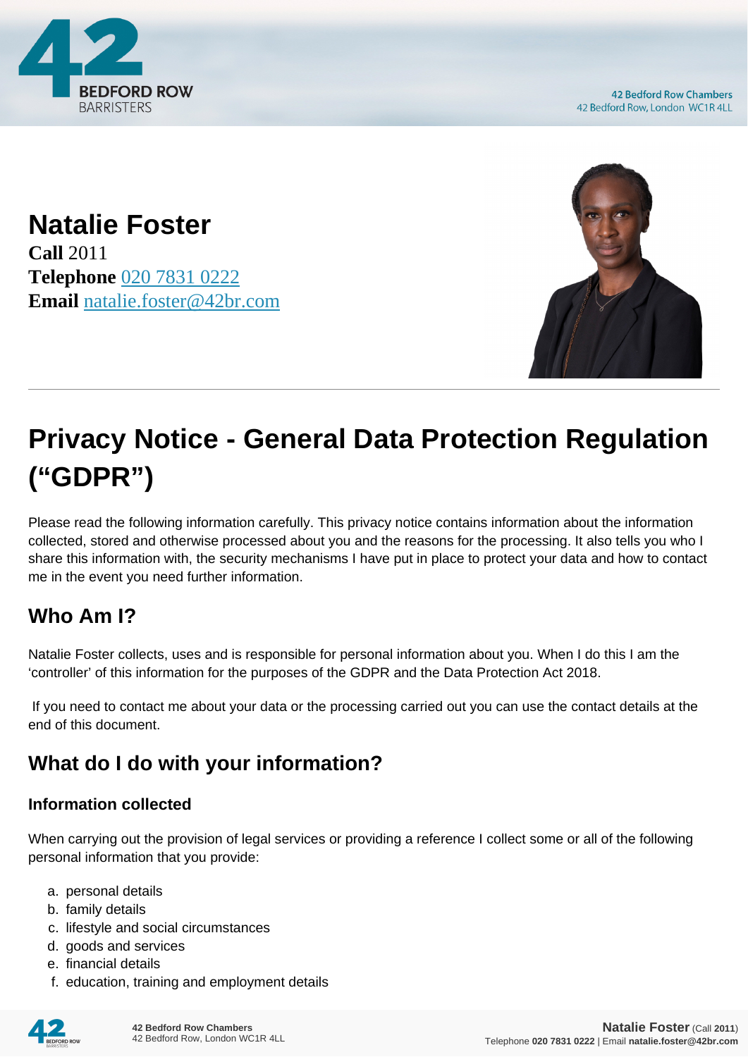# Natalie Foster

**Call** 2011
**Telephone** 020 7831 0222
**Email** natalie.foster@42br.com

# Privacy Notice - General Data Protection Regulation ("GDPR")

Please read the following information carefully. This privacy notice contains information about the information collected, stored and otherwise processed about you and the reasons for the processing. It also tells you who I share this information with, the security mechanisms I have put in place to protect your data and how to contact me in the event you need further information.

## Who Am I?

Natalie Foster collects, uses and is responsible for personal information about you. When I do this I am the 'controller' of this information for the purposes of the GDPR and the Data Protection Act 2018.

If you need to contact me about your data or the processing carried out you can use the contact details at the end of this document.

## What do I do with your information?

### Information collected

When carrying out the provision of legal services or providing a reference I collect some or all of the following personal information that you provide:

a. personal details
b. family details
c. lifestyle and social circumstances
d. goods and services
e. financial details
f. education, training and employment details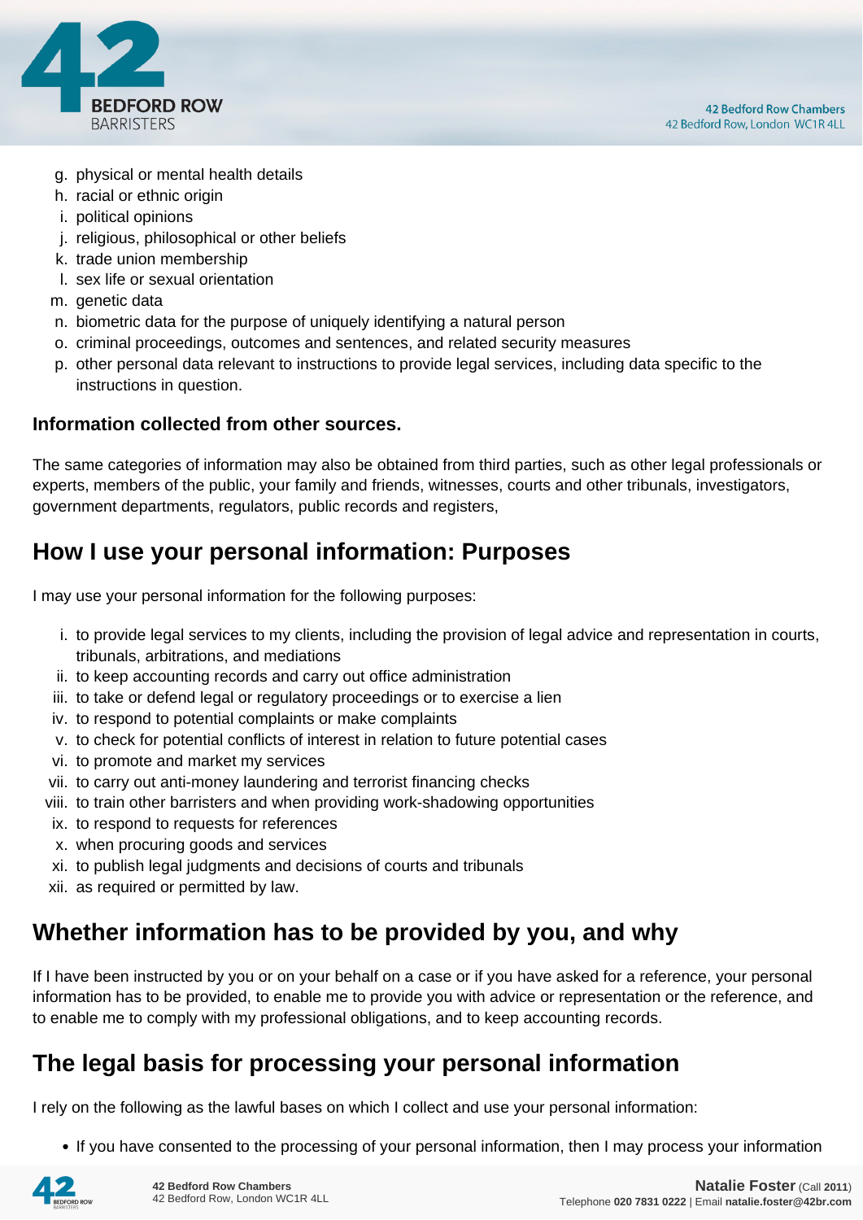g. physical or mental health details
h. racial or ethnic origin
i. political opinions
j. religious, philosophical or other beliefs
k. trade union membership
l. sex life or sexual orientation
m. genetic data
n. biometric data for the purpose of uniquely identifying a natural person
o. criminal proceedings, outcomes and sentences, and related security measures
p. other personal data relevant to instructions to provide legal services, including data specific to the instructions in question.

**Information collected from other sources.**

The same categories of information may also be obtained from third parties, such as other legal professionals or experts, members of the public, your family and friends, witnesses, courts and other tribunals, investigators, government departments, regulators, public records and registers,

## How I use your personal information: Purposes

I may use your personal information for the following purposes:

i. to provide legal services to my clients, including the provision of legal advice and representation in courts, tribunals, arbitrations, and mediations
ii. to keep accounting records and carry out office administration
iii. to take or defend legal or regulatory proceedings or to exercise a lien
iv. to respond to potential complaints or make complaints
v. to check for potential conflicts of interest in relation to future potential cases
vi. to promote and market my services
vii. to carry out anti-money laundering and terrorist financing checks
viii. to train other barristers and when providing work-shadowing opportunities
ix. to respond to requests for references
x. when procuring goods and services
xi. to publish legal judgments and decisions of courts and tribunals
xii. as required or permitted by law.

## Whether information has to be provided by you, and why

If I have been instructed by you or on your behalf on a case or if you have asked for a reference, your personal information has to be provided, to enable me to provide you with advice or representation or the reference, and to enable me to comply with my professional obligations, and to keep accounting records.

## The legal basis for processing your personal information

I rely on the following as the lawful bases on which I collect and use your personal information:

- If you have consented to the processing of your personal information, then I may process your information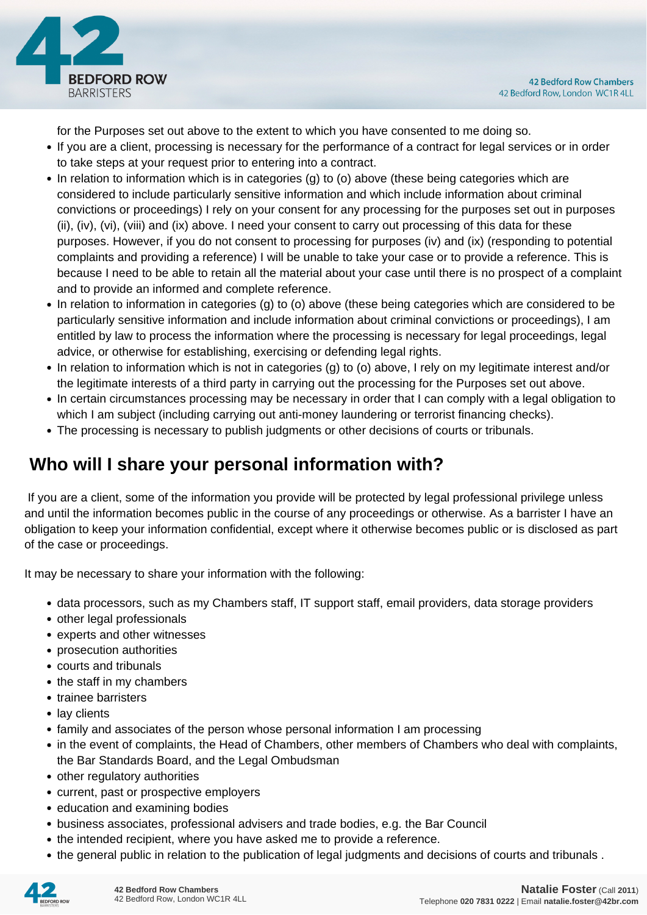for the Purposes set out above to the extent to which you have consented to me doing so.

- If you are a client, processing is necessary for the performance of a contract for legal services or in order to take steps at your request prior to entering into a contract.
- In relation to information which is in categories (g) to (o) above (these being categories which are considered to include particularly sensitive information and which include information about criminal convictions or proceedings) I rely on your consent for any processing for the purposes set out in purposes (ii), (iv), (vi), (viii) and (ix) above. I need your consent to carry out processing of this data for these purposes. However, if you do not consent to processing for purposes (iv) and (ix) (responding to potential complaints and providing a reference) I will be unable to take your case or to provide a reference. This is because I need to be able to retain all the material about your case until there is no prospect of a complaint and to provide an informed and complete reference.
- In relation to information in categories (g) to (o) above (these being categories which are considered to be particularly sensitive information and include information about criminal convictions or proceedings), I am entitled by law to process the information where the processing is necessary for legal proceedings, legal advice, or otherwise for establishing, exercising or defending legal rights.
- In relation to information which is not in categories (g) to (o) above, I rely on my legitimate interest and/or the legitimate interests of a third party in carrying out the processing for the Purposes set out above.
- In certain circumstances processing may be necessary in order that I can comply with a legal obligation to which I am subject (including carrying out anti-money laundering or terrorist financing checks).
- The processing is necessary to publish judgments or other decisions of courts or tribunals.

## Who will I share your personal information with?

If you are a client, some of the information you provide will be protected by legal professional privilege unless and until the information becomes public in the course of any proceedings or otherwise. As a barrister I have an obligation to keep your information confidential, except where it otherwise becomes public or is disclosed as part of the case or proceedings.

It may be necessary to share your information with the following:

- data processors, such as my Chambers staff, IT support staff, email providers, data storage providers
- other legal professionals
- experts and other witnesses
- prosecution authorities
- courts and tribunals
- the staff in my chambers
- trainee barristers
- lay clients
- family and associates of the person whose personal information I am processing
- in the event of complaints, the Head of Chambers, other members of Chambers who deal with complaints, the Bar Standards Board, and the Legal Ombudsman
- other regulatory authorities
- current, past or prospective employers
- education and examining bodies
- business associates, professional advisers and trade bodies, e.g. the Bar Council
- the intended recipient, where you have asked me to provide a reference.
- the general public in relation to the publication of legal judgments and decisions of courts and tribunals .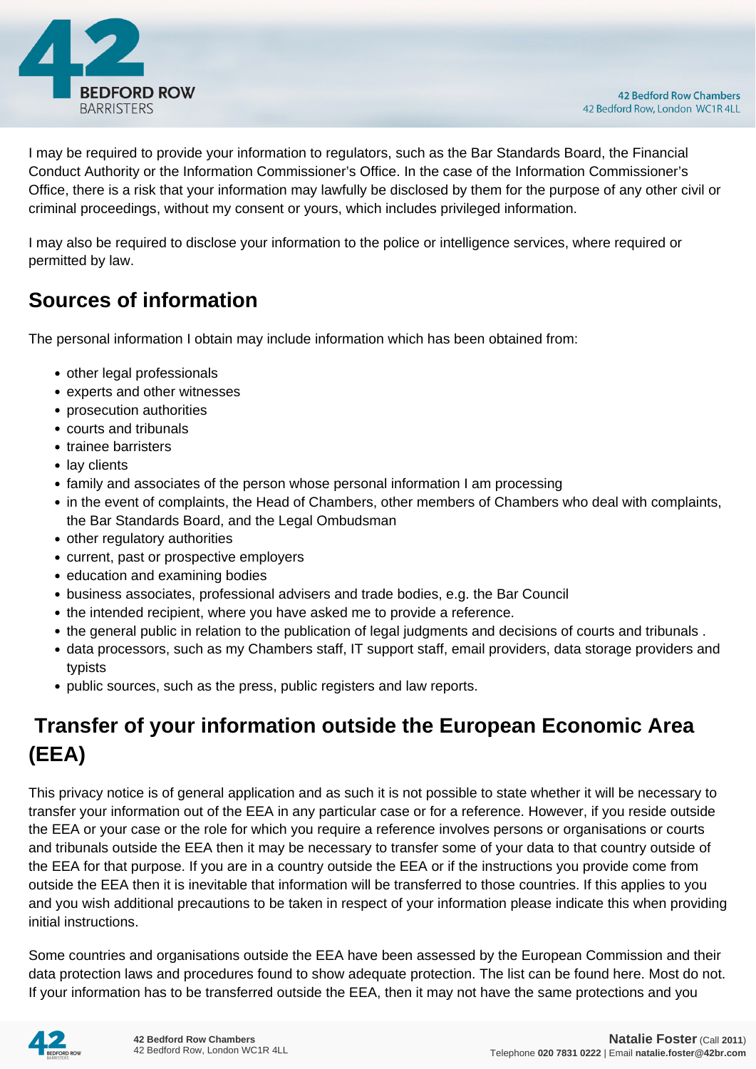I may be required to provide your information to regulators, such as the Bar Standards Board, the Financial Conduct Authority or the Information Commissioner's Office. In the case of the Information Commissioner's Office, there is a risk that your information may lawfully be disclosed by them for the purpose of any other civil or criminal proceedings, without my consent or yours, which includes privileged information.

I may also be required to disclose your information to the police or intelligence services, where required or permitted by law.

## Sources of information

The personal information I obtain may include information which has been obtained from:

- other legal professionals
- experts and other witnesses
- prosecution authorities
- courts and tribunals
- trainee barristers
- lay clients
- family and associates of the person whose personal information I am processing
- in the event of complaints, the Head of Chambers, other members of Chambers who deal with complaints, the Bar Standards Board, and the Legal Ombudsman
- other regulatory authorities
- current, past or prospective employers
- education and examining bodies
- business associates, professional advisers and trade bodies, e.g. the Bar Council
- the intended recipient, where you have asked me to provide a reference.
- the general public in relation to the publication of legal judgments and decisions of courts and tribunals .
- data processors, such as my Chambers staff, IT support staff, email providers, data storage providers and typists
- public sources, such as the press, public registers and law reports.

## Transfer of your information outside the European Economic Area (EEA)

This privacy notice is of general application and as such it is not possible to state whether it will be necessary to transfer your information out of the EEA in any particular case or for a reference. However, if you reside outside the EEA or your case or the role for which you require a reference involves persons or organisations or courts and tribunals outside the EEA then it may be necessary to transfer some of your data to that country outside of the EEA for that purpose. If you are in a country outside the EEA or if the instructions you provide come from outside the EEA then it is inevitable that information will be transferred to those countries. If this applies to you and you wish additional precautions to be taken in respect of your information please indicate this when providing initial instructions.

Some countries and organisations outside the EEA have been assessed by the European Commission and their data protection laws and procedures found to show adequate protection. The list can be found here. Most do not. If your information has to be transferred outside the EEA, then it may not have the same protections and you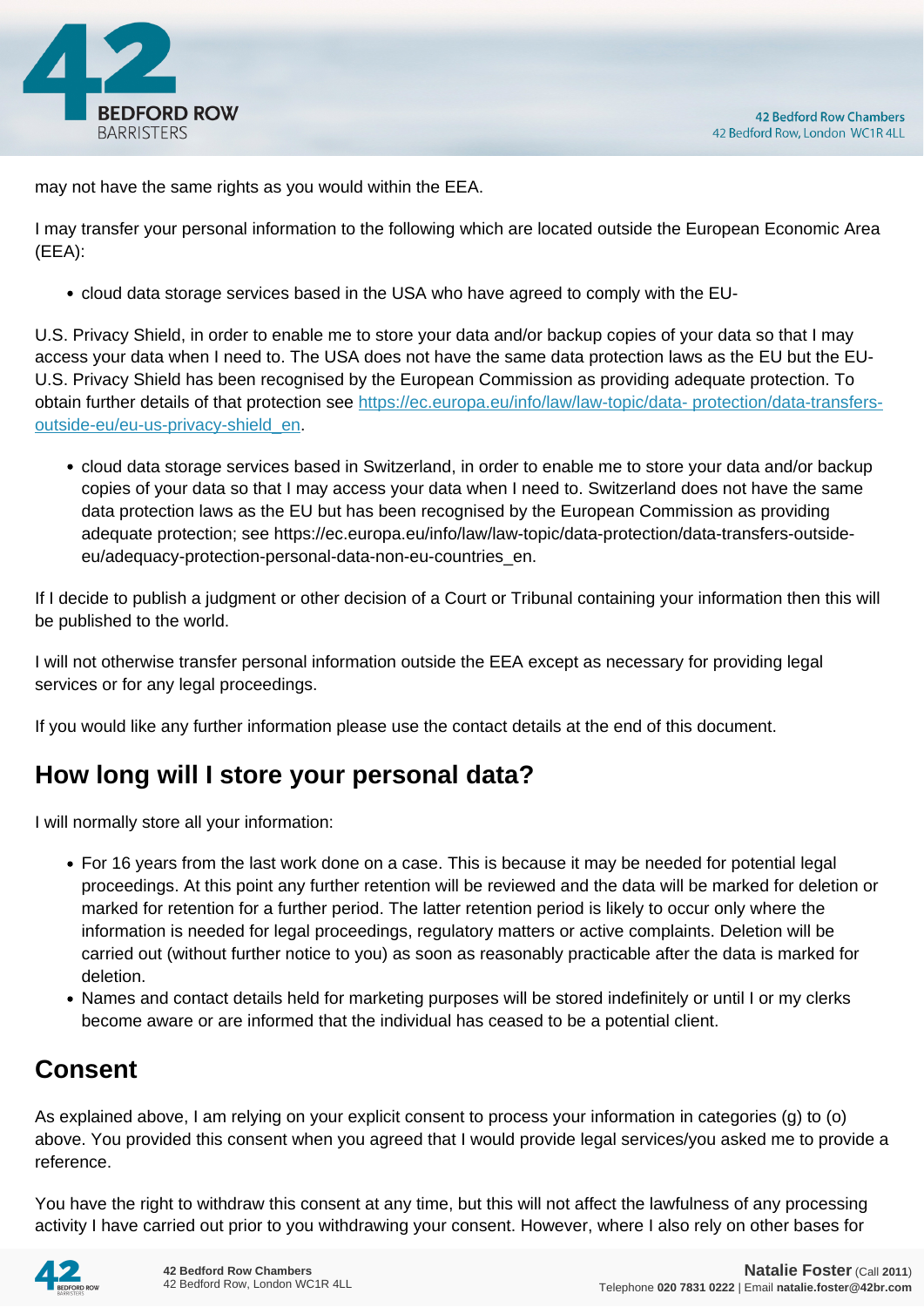may not have the same rights as you would within the EEA.

I may transfer your personal information to the following which are located outside the European Economic Area (EEA):

- cloud data storage services based in the USA who have agreed to comply with the EU-

U.S. Privacy Shield, in order to enable me to store your data and/or backup copies of your data so that I may access your data when I need to. The USA does not have the same data protection laws as the EU but the EU-U.S. Privacy Shield has been recognised by the European Commission as providing adequate protection. To obtain further details of that protection see [https://ec.europa.eu/info/law/law-topic/data- protection/data-transfers-outside-eu/eu-us-privacy-shield_en](https://ec.europa.eu/info/law/law-topic/data-protection/data-transfers-outside-eu/eu-us-privacy-shield_en).

- cloud data storage services based in Switzerland, in order to enable me to store your data and/or backup copies of your data so that I may access your data when I need to. Switzerland does not have the same data protection laws as the EU but has been recognised by the European Commission as providing adequate protection; see https://ec.europa.eu/info/law/law-topic/data-protection/data-transfers-outside-eu/adequacy-protection-personal-data-non-eu-countries_en.

If I decide to publish a judgment or other decision of a Court or Tribunal containing your information then this will be published to the world.

I will not otherwise transfer personal information outside the EEA except as necessary for providing legal services or for any legal proceedings.

If you would like any further information please use the contact details at the end of this document.

## How long will I store your personal data?

I will normally store all your information:

- For 16 years from the last work done on a case. This is because it may be needed for potential legal proceedings. At this point any further retention will be reviewed and the data will be marked for deletion or marked for retention for a further period. The latter retention period is likely to occur only where the information is needed for legal proceedings, regulatory matters or active complaints. Deletion will be carried out (without further notice to you) as soon as reasonably practicable after the data is marked for deletion.
- Names and contact details held for marketing purposes will be stored indefinitely or until I or my clerks become aware or are informed that the individual has ceased to be a potential client.

## Consent

As explained above, I am relying on your explicit consent to process your information in categories (g) to (o) above. You provided this consent when you agreed that I would provide legal services/you asked me to provide a reference.

You have the right to withdraw this consent at any time, but this will not affect the lawfulness of any processing activity I have carried out prior to you withdrawing your consent. However, where I also rely on other bases for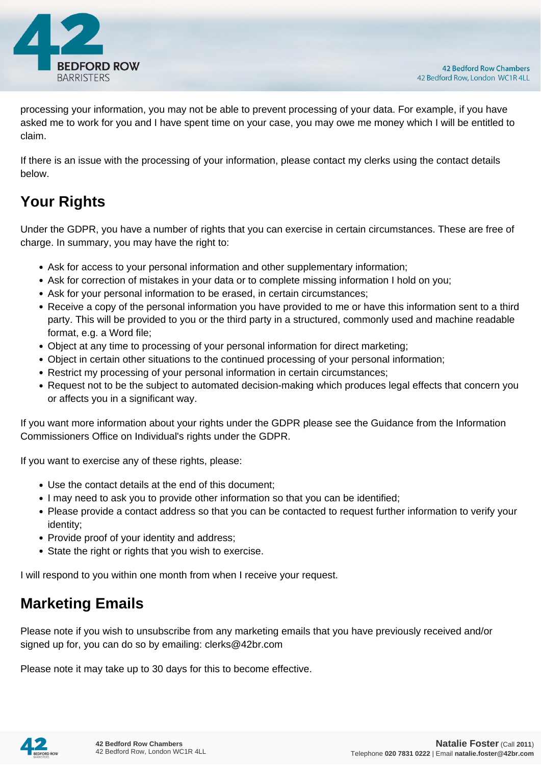processing your information, you may not be able to prevent processing of your data. For example, if you have asked me to work for you and I have spent time on your case, you may owe me money which I will be entitled to claim.

If there is an issue with the processing of your information, please contact my clerks using the contact details below.

## Your Rights

Under the GDPR, you have a number of rights that you can exercise in certain circumstances. These are free of charge. In summary, you may have the right to:

- Ask for access to your personal information and other supplementary information;
- Ask for correction of mistakes in your data or to complete missing information I hold on you;
- Ask for your personal information to be erased, in certain circumstances;
- Receive a copy of the personal information you have provided to me or have this information sent to a third party. This will be provided to you or the third party in a structured, commonly used and machine readable format, e.g. a Word file;
- Object at any time to processing of your personal information for direct marketing;
- Object in certain other situations to the continued processing of your personal information;
- Restrict my processing of your personal information in certain circumstances;
- Request not to be the subject to automated decision-making which produces legal effects that concern you or affects you in a significant way.

If you want more information about your rights under the GDPR please see the Guidance from the Information Commissioners Office on Individual's rights under the GDPR.

If you want to exercise any of these rights, please:

- Use the contact details at the end of this document;
- I may need to ask you to provide other information so that you can be identified;
- Please provide a contact address so that you can be contacted to request further information to verify your identity;
- Provide proof of your identity and address;
- State the right or rights that you wish to exercise.

I will respond to you within one month from when I receive your request.

## Marketing Emails

Please note if you wish to unsubscribe from any marketing emails that you have previously received and/or signed up for, you can do so by emailing: clerks@42br.com

Please note it may take up to 30 days for this to become effective.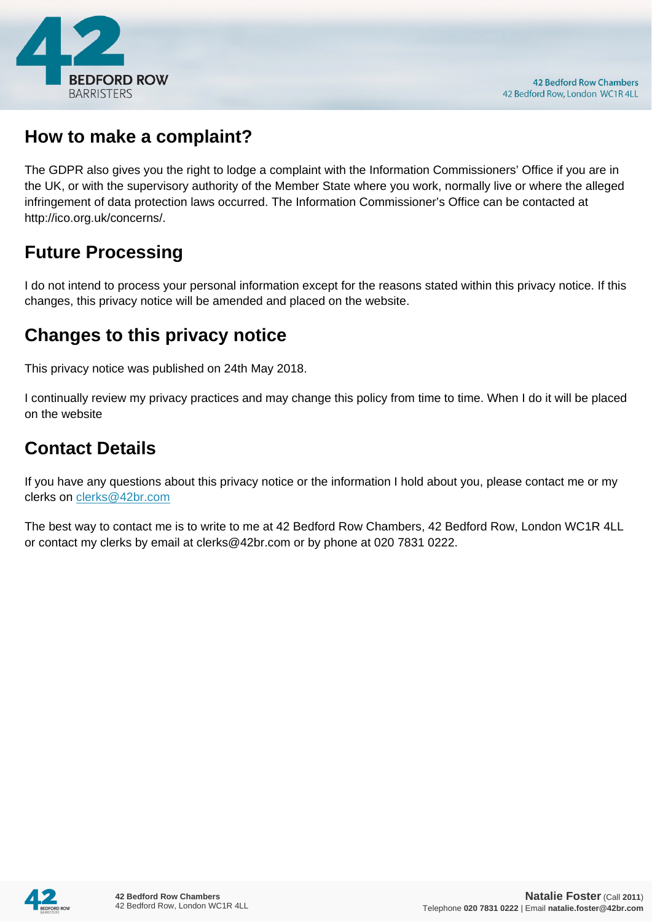## How to make a complaint?

The GDPR also gives you the right to lodge a complaint with the Information Commissioners' Office if you are in the UK, or with the supervisory authority of the Member State where you work, normally live or where the alleged infringement of data protection laws occurred. The Information Commissioner's Office can be contacted at http://ico.org.uk/concerns/.

## Future Processing

I do not intend to process your personal information except for the reasons stated within this privacy notice. If this changes, this privacy notice will be amended and placed on the website.

## Changes to this privacy notice

This privacy notice was published on 24th May 2018.

I continually review my privacy practices and may change this policy from time to time. When I do it will be placed on the website

## Contact Details

If you have any questions about this privacy notice or the information I hold about you, please contact me or my clerks on clerks@42br.com

The best way to contact me is to write to me at 42 Bedford Row Chambers, 42 Bedford Row, London WC1R 4LL or contact my clerks by email at clerks@42br.com or by phone at 020 7831 0222.